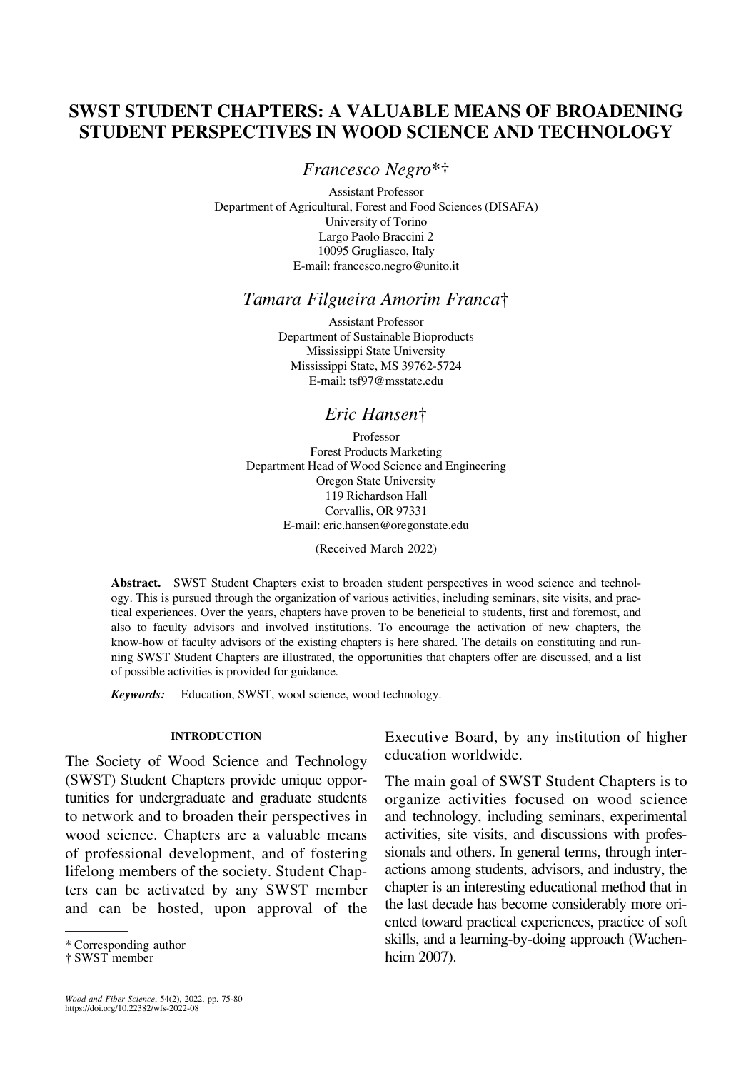# SWST STUDENT CHAPTERS: A VALUABLE MEANS OF BROADENING STUDENT PERSPECTIVES IN WOOD SCIENCE AND TECHNOLOGY

*Francesco Negro*†

Assistant Professor
Department of Agricultural, Forest and Food Sciences (DISAFA)
University of Torino
Largo Paolo Braccini 2
10095 Grugliasco, Italy
E-mail: francesco.negro@unito.it

*Tamara Filgueira Amorim Franca*†

Assistant Professor
Department of Sustainable Bioproducts
Mississippi State University
Mississippi State, MS 39762-5724
E-mail: tsf97@msstate.edu

*Eric Hansen*†

Professor
Forest Products Marketing
Department Head of Wood Science and Engineering
Oregon State University
119 Richardson Hall
Corvallis, OR 97331
E-mail: eric.hansen@oregonstate.edu

(Received March 2022)

**Abstract.** SWST Student Chapters exist to broaden student perspectives in wood science and technology. This is pursued through the organization of various activities, including seminars, site visits, and practical experiences. Over the years, chapters have proven to be beneficial to students, first and foremost, and also to faculty advisors and involved institutions. To encourage the activation of new chapters, the know-how of faculty advisors of the existing chapters is here shared. The details on constituting and running SWST Student Chapters are illustrated, the opportunities that chapters offer are discussed, and a list of possible activities is provided for guidance.

***Keywords:*** Education, SWST, wood science, wood technology.

## INTRODUCTION

The Society of Wood Science and Technology (SWST) Student Chapters provide unique opportunities for undergraduate and graduate students to network and to broaden their perspectives in wood science. Chapters are a valuable means of professional development, and of fostering lifelong members of the society. Student Chapters can be activated by any SWST member and can be hosted, upon approval of the Executive Board, by any institution of higher education worldwide.

The main goal of SWST Student Chapters is to organize activities focused on wood science and technology, including seminars, experimental activities, site visits, and discussions with professionals and others. In general terms, through interactions among students, advisors, and industry, the chapter is an interesting educational method that in the last decade has become considerably more oriented toward practical experiences, practice of soft skills, and a learning-by-doing approach (Wachenheim 2007).

\* Corresponding author
† SWST member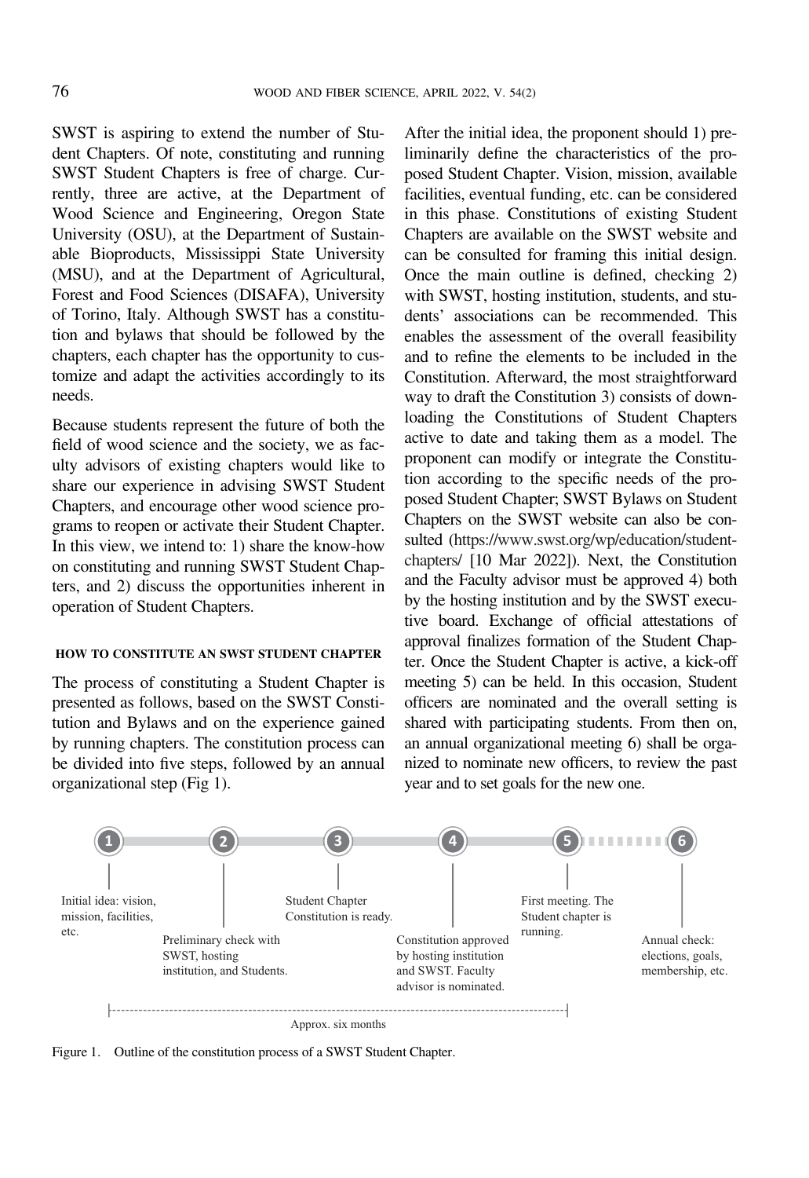SWST is aspiring to extend the number of Student Chapters. Of note, constituting and running SWST Student Chapters is free of charge. Currently, three are active, at the Department of Wood Science and Engineering, Oregon State University (OSU), at the Department of Sustainable Bioproducts, Mississippi State University (MSU), and at the Department of Agricultural, Forest and Food Sciences (DISAFA), University of Torino, Italy. Although SWST has a constitution and bylaws that should be followed by the chapters, each chapter has the opportunity to customize and adapt the activities accordingly to its needs.

Because students represent the future of both the field of wood science and the society, we as faculty advisors of existing chapters would like to share our experience in advising SWST Student Chapters, and encourage other wood science programs to reopen or activate their Student Chapter. In this view, we intend to: 1) share the know-how on constituting and running SWST Student Chapters, and 2) discuss the opportunities inherent in operation of Student Chapters.

## HOW TO CONSTITUTE AN SWST STUDENT CHAPTER

The process of constituting a Student Chapter is presented as follows, based on the SWST Constitution and Bylaws and on the experience gained by running chapters. The constitution process can be divided into five steps, followed by an annual organizational step (Fig 1).

After the initial idea, the proponent should 1) preliminarily define the characteristics of the proposed Student Chapter. Vision, mission, available facilities, eventual funding, etc. can be considered in this phase. Constitutions of existing Student Chapters are available on the SWST website and can be consulted for framing this initial design. Once the main outline is defined, checking 2) with SWST, hosting institution, students, and students' associations can be recommended. This enables the assessment of the overall feasibility and to refine the elements to be included in the Constitution. Afterward, the most straightforward way to draft the Constitution 3) consists of downloading the Constitutions of Student Chapters active to date and taking them as a model. The proponent can modify or integrate the Constitution according to the specific needs of the proposed Student Chapter; SWST Bylaws on Student Chapters on the SWST website can also be consulted (https://www.swst.org/wp/education/student-chapters/ [10 Mar 2022]). Next, the Constitution and the Faculty advisor must be approved 4) both by the hosting institution and by the SWST executive board. Exchange of official attestations of approval finalizes formation of the Student Chapter. Once the Student Chapter is active, a kick-off meeting 5) can be held. In this occasion, Student officers are nominated and the overall setting is shared with participating students. From then on, an annual organizational meeting 6) shall be organized to nominate new officers, to review the past year and to set goals for the new one.

1 — Initial idea: vision, mission, facilities, etc.

2 — Preliminary check with SWST, hosting institution, and Students.

3 — Student Chapter Constitution is ready.

4 — Constitution approved by hosting institution and SWST. Faculty advisor is nominated.

5 — First meeting. The Student chapter is running.

6 — Annual check: elections, goals, membership, etc.

Approx. six months

Figure 1. Outline of the constitution process of a SWST Student Chapter.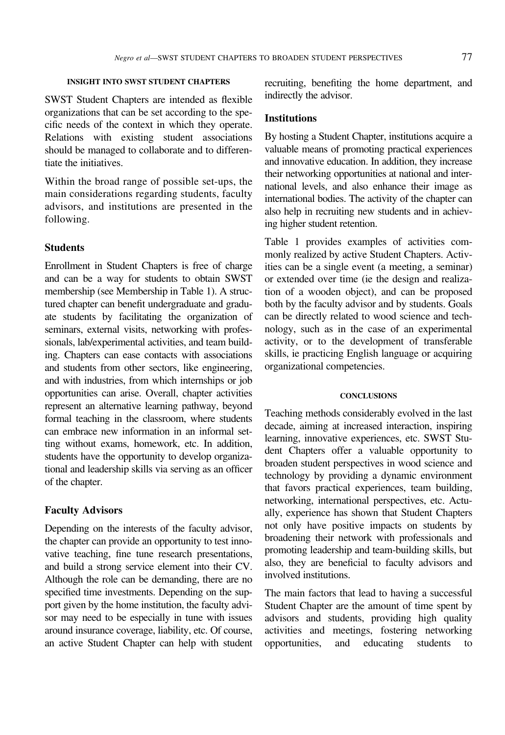## INSIGHT INTO SWST STUDENT CHAPTERS

SWST Student Chapters are intended as flexible organizations that can be set according to the specific needs of the context in which they operate. Relations with existing student associations should be managed to collaborate and to differentiate the initiatives.

Within the broad range of possible set-ups, the main considerations regarding students, faculty advisors, and institutions are presented in the following.

### Students

Enrollment in Student Chapters is free of charge and can be a way for students to obtain SWST membership (see Membership in Table 1). A structured chapter can benefit undergraduate and graduate students by facilitating the organization of seminars, external visits, networking with professionals, lab/experimental activities, and team building. Chapters can ease contacts with associations and students from other sectors, like engineering, and with industries, from which internships or job opportunities can arise. Overall, chapter activities represent an alternative learning pathway, beyond formal teaching in the classroom, where students can embrace new information in an informal setting without exams, homework, etc. In addition, students have the opportunity to develop organizational and leadership skills via serving as an officer of the chapter.

### Faculty Advisors

Depending on the interests of the faculty advisor, the chapter can provide an opportunity to test innovative teaching, fine tune research presentations, and build a strong service element into their CV. Although the role can be demanding, there are no specified time investments. Depending on the support given by the home institution, the faculty advisor may need to be especially in tune with issues around insurance coverage, liability, etc. Of course, an active Student Chapter can help with student recruiting, benefiting the home department, and indirectly the advisor.

### Institutions

By hosting a Student Chapter, institutions acquire a valuable means of promoting practical experiences and innovative education. In addition, they increase their networking opportunities at national and international levels, and also enhance their image as international bodies. The activity of the chapter can also help in recruiting new students and in achieving higher student retention.

Table 1 provides examples of activities commonly realized by active Student Chapters. Activities can be a single event (a meeting, a seminar) or extended over time (ie the design and realization of a wooden object), and can be proposed both by the faculty advisor and by students. Goals can be directly related to wood science and technology, such as in the case of an experimental activity, or to the development of transferable skills, ie practicing English language or acquiring organizational competencies.

## CONCLUSIONS

Teaching methods considerably evolved in the last decade, aiming at increased interaction, inspiring learning, innovative experiences, etc. SWST Student Chapters offer a valuable opportunity to broaden student perspectives in wood science and technology by providing a dynamic environment that favors practical experiences, team building, networking, international perspectives, etc. Actually, experience has shown that Student Chapters not only have positive impacts on students by broadening their network with professionals and promoting leadership and team-building skills, but also, they are beneficial to faculty advisors and involved institutions.

The main factors that lead to having a successful Student Chapter are the amount of time spent by advisors and students, providing high quality activities and meetings, fostering networking opportunities, and educating students to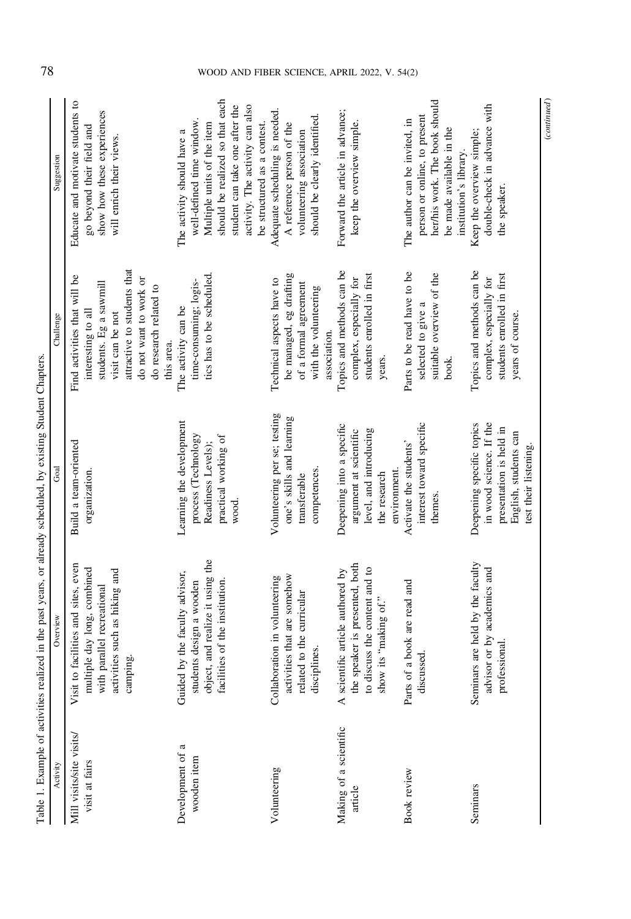Table 1. Example of activities realized in the past years, or already scheduled, by existing Student Chapters.

| Activity | Overview | Goal | Challenge | Suggestion |
|---|---|---|---|---|
| Mill visits/site visits/ visit at fairs | Visit to facilities and sites, even multiple day long, combined with parallel recreational activities such as hiking and camping. | Build a team-oriented organization. | Find activities that will be interesting to all students. Eg a sawmill visit can be not attractive to students that do not want to work or do research related to this area. | Educate and motivate students to go beyond their field and show how these experiences will enrich their views. |
| Development of a wooden item | Guided by the faculty advisor, students design a wooden object, and realize it using the facilities of the institution. | Learning the development process (Technology Readiness Levels); practical working of wood. | The activity can be time-consuming; logistics has to be scheduled. | The activity should have a well-defined time window. Multiple units of the item should be realized so that each student can take one after the activity. The activity can also be structured as a contest. |
| Volunteering | Collaboration in volunteering activities that are somehow related to the curricular disciplines. | Volunteering per se; testing one's skills and learning transferable competences. | Technical aspects have to be managed, eg drafting of a formal agreement with the volunteering association. | Adequate scheduling is needed. A reference person of the volunteering association should be clearly identified. |
| Making of a scientific article | A scientific article authored by the speaker is presented, both to discuss the content and to show its "making of." | Deepening into a specific argument at scientific level, and introducing the research environment. | Topics and methods can be complex, especially for students enrolled in first years. | Forward the article in advance; keep the overview simple. |
| Book review | Parts of a book are read and discussed. | Activate the students' interest toward specific themes. | Parts to be read have to be selected to give a suitable overview of the book. | The author can be invited, in person or online, to present her/his work. The book should be made available in the institution's library. |
| Seminars | Seminars are held by the faculty advisor or by academics and professional. | Deepening specific topics in wood science. If the presentation is held in English, students can test their listening. | Topics and methods can be complex, especially for students enrolled in first years of course. | Keep the overview simple; double-check in advance with the speaker. |

(continued)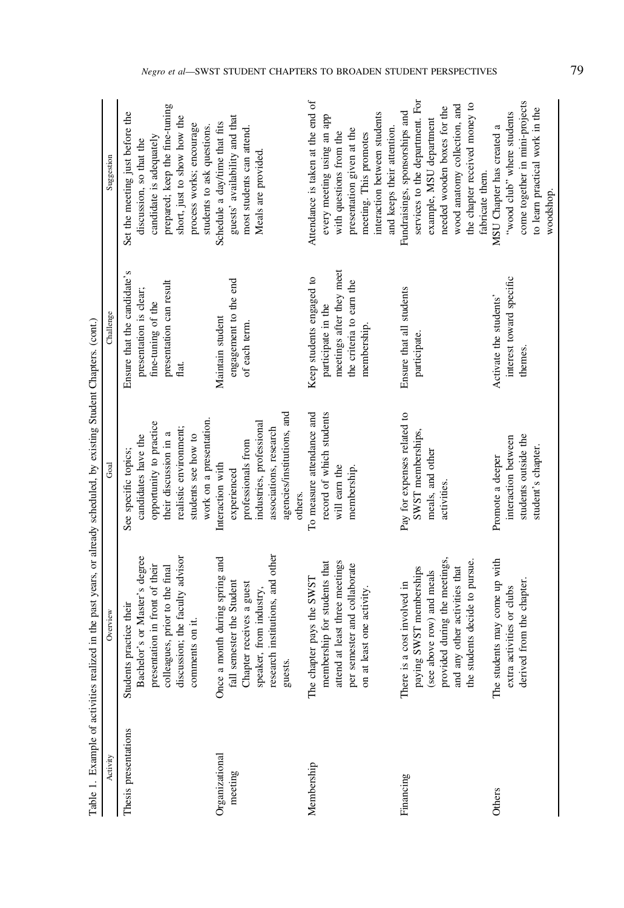Table 1. Example of activities realized in the past years, or already scheduled, by existing Student Chapters. (cont.)

| Activity | Overview | Goal | Challenge | Suggestion |
|---|---|---|---|---|
| Thesis presentations | Students practice their Bachelor's or Master's degree presentation in front of their colleagues, prior to the final discussion; the faculty advisor comments on it. | See specific topics; candidates have the opportunity to practice their discussion in a realistic environment; students see how to work on a presentation. | Ensure that the candidate's presentation is clear; fine-tuning of the presentation can result flat. | Set the meeting just before the discussion, so that the candidate is adequately prepared; keep the fine-tuning short, just to show how the process works; encourage students to ask questions. |
| Organizational meeting | Once a month during spring and fall semester the Student Chapter receives a guest speaker, from industry, research institutions, and other guests. | Interaction with experienced professionals from industries, professional associations, research agencies/institutions, and others. | Maintain student engagement to the end of each term. | Schedule a day/time that fits guests' availability and that most students can attend. Meals are provided. |
| Membership | The chapter pays the SWST membership for students that attend at least three meetings per semester and collaborate on at least one activity. | To measure attendance and record of which students will earn the membership. | Keep students engaged to participate in the meetings after they meet the criteria to earn the membership. | Attendance is taken at the end of every meeting using an app with questions from the presentation given at the meeting. This promotes interaction between students and keeps their attention. |
| Financing | There is a cost involved in paying SWST memberships (see above row) and meals provided during the meetings, and any other activities that the students decide to pursue. | Pay for expenses related to SWST memberships, meals, and other activities. | Ensure that all students participate. | Fundraisings, sponsorships and services to the department. For example, MSU department needed wooden boxes for the wood anatomy collection, and the chapter received money to fabricate them. |
| Others | The students may come up with extra activities or clubs derived from the chapter. | Promote a deeper interaction between students outside the student's chapter. | Activate the students' interest toward specific themes. | MSU Chapter has created a "wood club" where students come together in mini-projects to learn practical work in the woodshop. |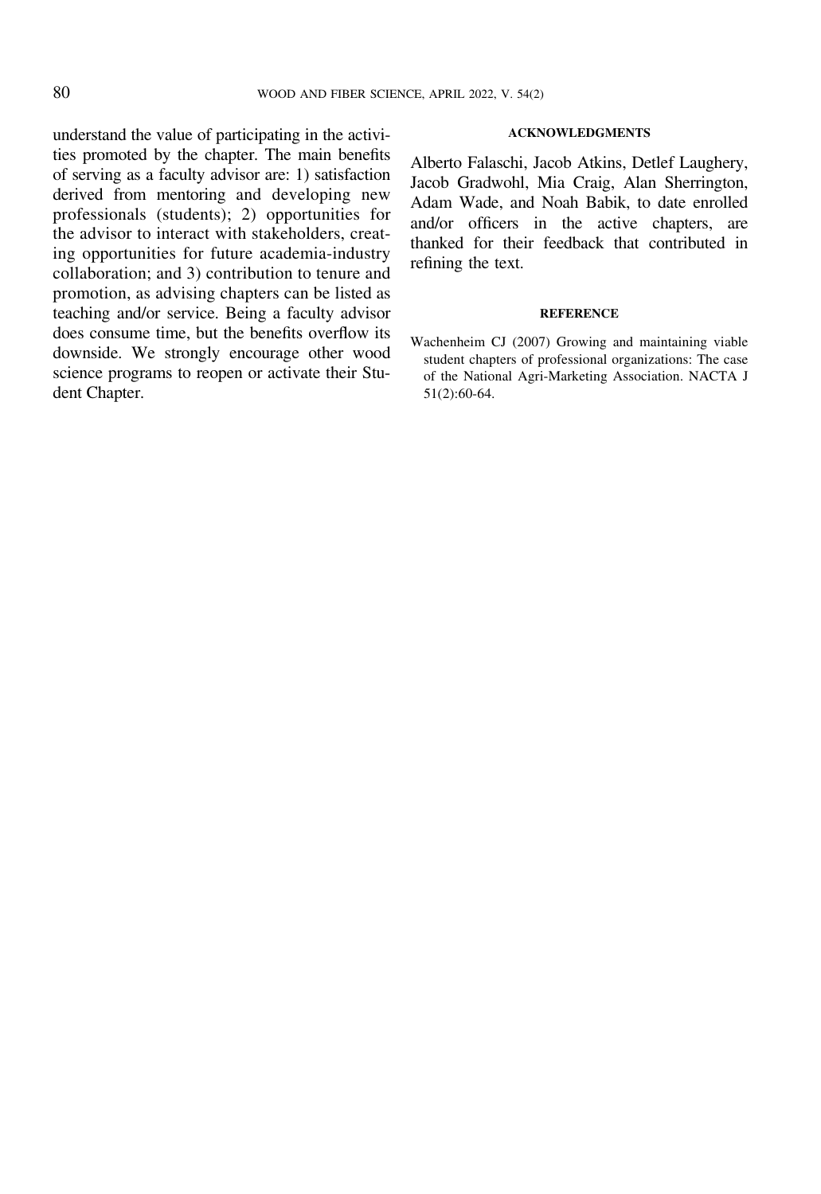understand the value of participating in the activities promoted by the chapter. The main benefits of serving as a faculty advisor are: 1) satisfaction derived from mentoring and developing new professionals (students); 2) opportunities for the advisor to interact with stakeholders, creating opportunities for future academia-industry collaboration; and 3) contribution to tenure and promotion, as advising chapters can be listed as teaching and/or service. Being a faculty advisor does consume time, but the benefits overflow its downside. We strongly encourage other wood science programs to reopen or activate their Student Chapter.

## ACKNOWLEDGMENTS

Alberto Falaschi, Jacob Atkins, Detlef Laughery, Jacob Gradwohl, Mia Craig, Alan Sherrington, Adam Wade, and Noah Babik, to date enrolled and/or officers in the active chapters, are thanked for their feedback that contributed in refining the text.

## REFERENCE

Wachenheim CJ (2007) Growing and maintaining viable student chapters of professional organizations: The case of the National Agri-Marketing Association. NACTA J 51(2):60-64.